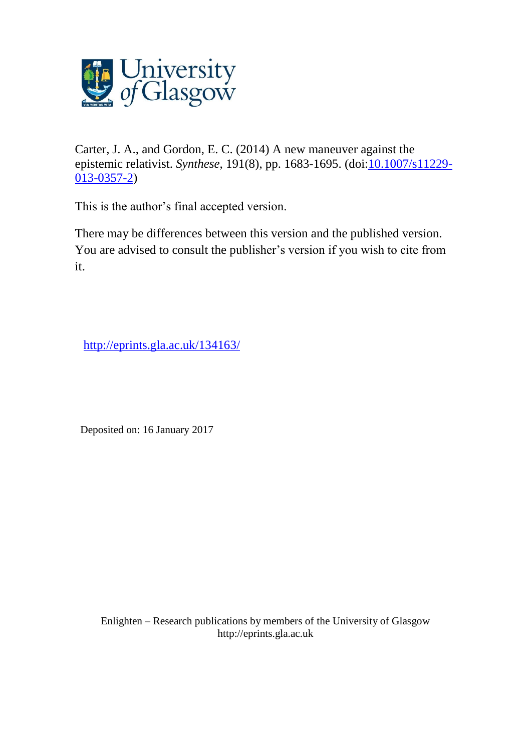University of Glasgow

Carter, J. A., and Gordon, E. C. (2014) A new maneuver against the epistemic relativist. *Synthese*, 191(8), pp. 1683-1695. (doi:10.1007/s11229-013-0357-2)

This is the author's final accepted version.

There may be differences between this version and the published version. You are advised to consult the publisher's version if you wish to cite from it.

http://eprints.gla.ac.uk/134163/

Deposited on: 16 January 2017

Enlighten – Research publications by members of the University of Glasgow
http://eprints.gla.ac.uk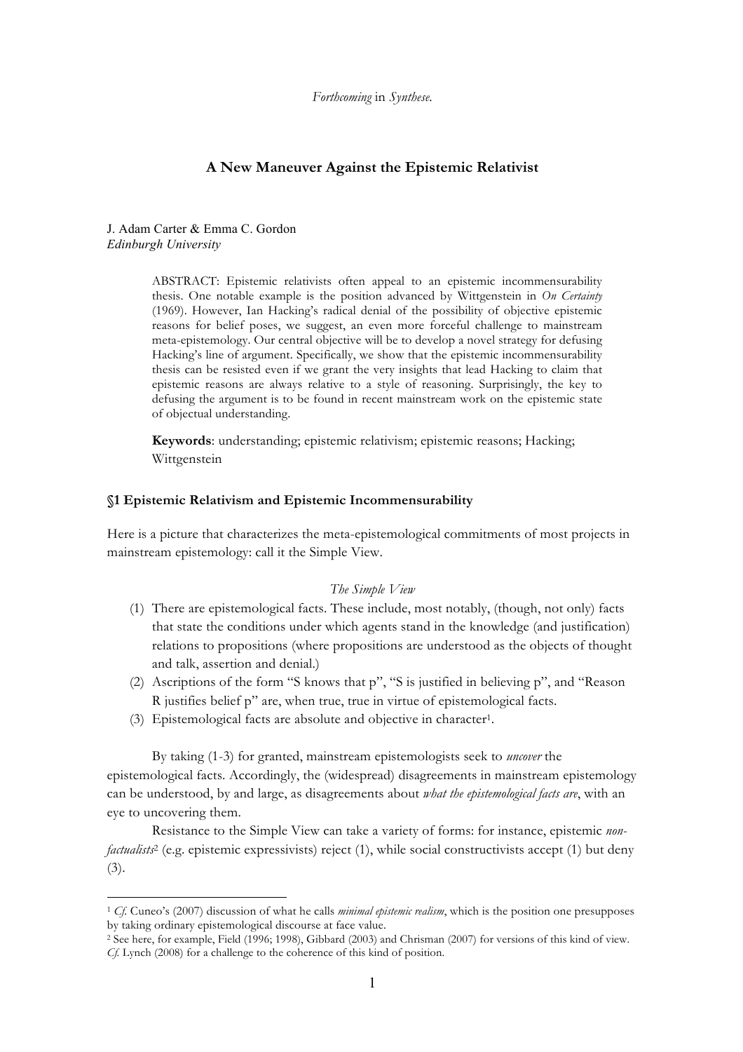*Forthcoming* in *Synthese*.

## A New Maneuver Against the Epistemic Relativist

J. Adam Carter & Emma C. Gordon
*Edinburgh University*

> ABSTRACT: Epistemic relativists often appeal to an epistemic incommensurability thesis. One notable example is the position advanced by Wittgenstein in *On Certainty* (1969). However, Ian Hacking's radical denial of the possibility of objective epistemic reasons for belief poses, we suggest, an even more forceful challenge to mainstream meta-epistemology. Our central objective will be to develop a novel strategy for defusing Hacking's line of argument. Specifically, we show that the epistemic incommensurability thesis can be resisted even if we grant the very insights that lead Hacking to claim that epistemic reasons are always relative to a style of reasoning. Surprisingly, the key to defusing the argument is to be found in recent mainstream work on the epistemic state of objectual understanding.
>
> **Keywords**: understanding; epistemic relativism; epistemic reasons; Hacking; Wittgenstein

### §1 Epistemic Relativism and Epistemic Incommensurability

Here is a picture that characterizes the meta-epistemological commitments of most projects in mainstream epistemology: call it the Simple View.

*The Simple View*

1. There are epistemological facts. These include, most notably, (though, not only) facts that state the conditions under which agents stand in the knowledge (and justification) relations to propositions (where propositions are understood as the objects of thought and talk, assertion and denial.)
2. Ascriptions of the form "S knows that p", "S is justified in believing p", and "Reason R justifies belief p" are, when true, true in virtue of epistemological facts.
3. Epistemological facts are absolute and objective in character[1].

By taking (1-3) for granted, mainstream epistemologists seek to *uncover* the epistemological facts. Accordingly, the (widespread) disagreements in mainstream epistemology can be understood, by and large, as disagreements about *what the epistemological facts are*, with an eye to uncovering them.

Resistance to the Simple View can take a variety of forms: for instance, epistemic *non-factualists*[2] (e.g. epistemic expressivists) reject (1), while social constructivists accept (1) but deny (3).

---

[1] *Cf.* Cuneo's (2007) discussion of what he calls *minimal epistemic realism*, which is the position one presupposes by taking ordinary epistemological discourse at face value.

[2] See here, for example, Field (1996; 1998), Gibbard (2003) and Chrisman (2007) for versions of this kind of view. *Cf.* Lynch (2008) for a challenge to the coherence of this kind of position.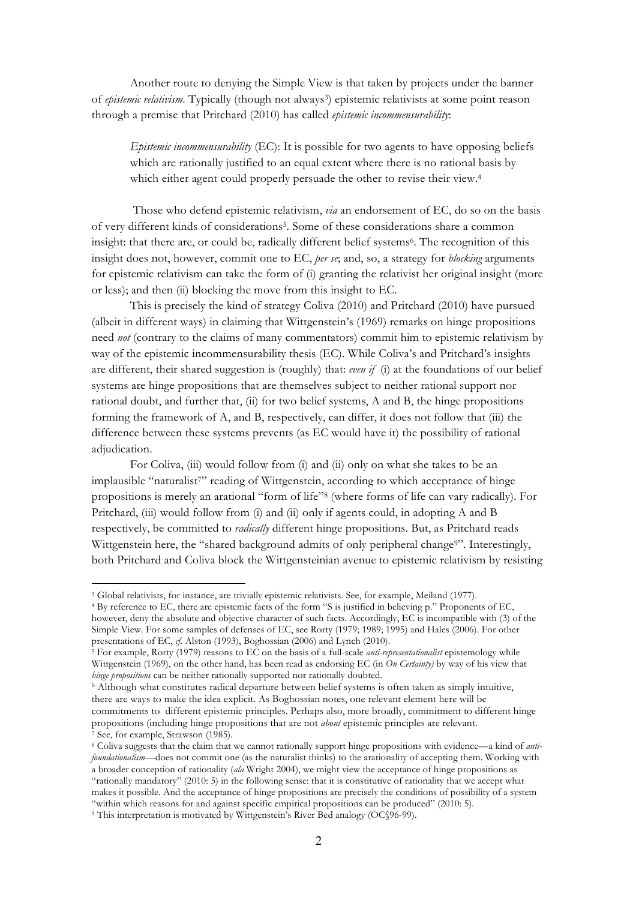Another route to denying the Simple View is that taken by projects under the banner of *epistemic relativism*. Typically (though not always[3]) epistemic relativists at some point reason through a premise that Pritchard (2010) has called *epistemic incommensurability*:

> *Epistemic incommensurability* (EC): It is possible for two agents to have opposing beliefs which are rationally justified to an equal extent where there is no rational basis by which either agent could properly persuade the other to revise their view.[4]

Those who defend epistemic relativism, *via* an endorsement of EC, do so on the basis of very different kinds of considerations[5]. Some of these considerations share a common insight: that there are, or could be, radically different belief systems[6]. The recognition of this insight does not, however, commit one to EC, *per se*; and, so, a strategy for *blocking* arguments for epistemic relativism can take the form of (i) granting the relativist her original insight (more or less); and then (ii) blocking the move from this insight to EC.

This is precisely the kind of strategy Coliva (2010) and Pritchard (2010) have pursued (albeit in different ways) in claiming that Wittgenstein's (1969) remarks on hinge propositions need *not* (contrary to the claims of many commentators) commit him to epistemic relativism by way of the epistemic incommensurability thesis (EC). While Coliva's and Pritchard's insights are different, their shared suggestion is (roughly) that: *even if* (i) at the foundations of our belief systems are hinge propositions that are themselves subject to neither rational support nor rational doubt, and further that, (ii) for two belief systems, A and B, the hinge propositions forming the framework of A, and B, respectively, can differ, it does not follow that (iii) the difference between these systems prevents (as EC would have it) the possibility of rational adjudication.

For Coliva, (iii) would follow from (i) and (ii) only on what she takes to be an implausible "naturalist[7]" reading of Wittgenstein, according to which acceptance of hinge propositions is merely an arational "form of life"[8] (where forms of life can vary radically). For Pritchard, (iii) would follow from (i) and (ii) only if agents could, in adopting A and B respectively, be committed to *radically* different hinge propositions. But, as Pritchard reads Wittgenstein here, the "shared background admits of only peripheral change[9]". Interestingly, both Pritchard and Coliva block the Wittgensteinian avenue to epistemic relativism by resisting

---

[3] Global relativists, for instance, are trivially epistemic relativists. See, for example, Meiland (1977).

[4] By reference to EC, there are epistemic facts of the form "S is justified in believing p." Proponents of EC, however, deny the absolute and objective character of such facts. Accordingly, EC is incompatible with (3) of the Simple View. For some samples of defenses of EC, see Rorty (1979; 1989; 1995) and Hales (2006). For other presentations of EC, *cf.* Alston (1993), Boghossian (2006) and Lynch (2010).

[5] For example, Rorty (1979) reasons to EC on the basis of a full-scale *anti-representationalist* epistemology while Wittgenstein (1969), on the other hand, has been read as endorsing EC (in *On Certainty)* by way of his view that *hinge propositions* can be neither rationally supported nor rationally doubted.

[6] Although what constitutes radical departure between belief systems is often taken as simply intuitive, there are ways to make the idea explicit. As Boghossian notes, one relevant element here will be commitments to different epistemic principles. Perhaps also, more broadly, commitment to different hinge propositions (including hinge propositions that are not *about* epistemic principles are relevant.

[7] See, for example, Strawson (1985).

[8] Coliva suggests that the claim that we cannot rationally support hinge propositions with evidence—a kind of *anti-foundationalism*—does not commit one (as the naturalist thinks) to the arationality of accepting them. Working with a broader conception of rationality (*ala* Wright 2004), we might view the acceptance of hinge propositions as "rationally mandatory" (2010: 5) in the following sense: that it is constitutive of rationality that we accept what makes it possible. And the acceptance of hinge propositions are precisely the conditions of possibility of a system "within which reasons for and against specific empirical propositions can be produced" (2010: 5).

[9] This interpretation is motivated by Wittgenstein's River Bed analogy (OC§96-99).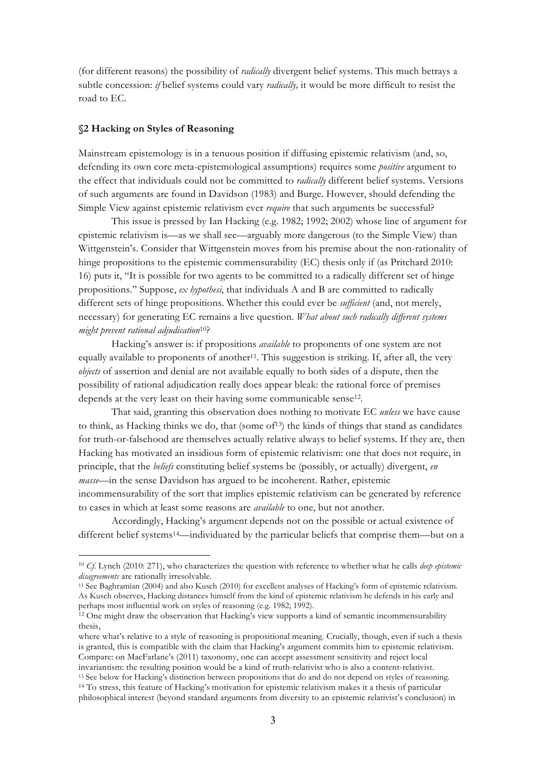(for different reasons) the possibility of *radically* divergent belief systems. This much betrays a subtle concession: *if* belief systems could vary *radically,* it would be more difficult to resist the road to EC.

### §2 Hacking on Styles of Reasoning

Mainstream epistemology is in a tenuous position if diffusing epistemic relativism (and, so, defending its own core meta-epistemological assumptions) requires some *positive* argument to the effect that individuals could not be committed to *radically* different belief systems. Versions of such arguments are found in Davidson (1983) and Burge. However, should defending the Simple View against epistemic relativism ever *require* that such arguments be successful?

This issue is pressed by Ian Hacking (e.g. 1982; 1992; 2002) whose line of argument for epistemic relativism is—as we shall see—arguably more dangerous (to the Simple View) than Wittgenstein's. Consider that Wittgenstein moves from his premise about the non-rationality of hinge propositions to the epistemic commensurability (EC) thesis only if (as Pritchard 2010: 16) puts it, "It is possible for two agents to be committed to a radically different set of hinge propositions." Suppose, *ex hypothesi,* that individuals A and B are committed to radically different sets of hinge propositions. Whether this could ever be *sufficient* (and, not merely, necessary) for generating EC remains a live question. *What about such radically different systems might prevent rational adjudication*[10]?

Hacking's answer is: if propositions *available* to proponents of one system are not equally available to proponents of another[11]. This suggestion is striking. If, after all, the very *objects* of assertion and denial are not available equally to both sides of a dispute, then the possibility of rational adjudication really does appear bleak: the rational force of premises depends at the very least on their having some communicable sense[12].

That said, granting this observation does nothing to motivate EC *unless* we have cause to think, as Hacking thinks we do, that (some of[13]) the kinds of things that stand as candidates for truth-or-falsehood are themselves actually relative always to belief systems. If they are, then Hacking has motivated an insidious form of epistemic relativism: one that does not require, in principle, that the *beliefs* constituting belief systems be (possibly, or actually) divergent, *en masse*—in the sense Davidson has argued to be incoherent. Rather, epistemic incommensurability of the sort that implies epistemic relativism can be generated by reference to cases in which at least some reasons are *available* to one, but not another.

Accordingly, Hacking's argument depends not on the possible or actual existence of different belief systems[14]—individuated by the particular beliefs that comprise them—but on a

---

[10] *Cf.* Lynch (2010: 271), who characterizes the question with reference to whether what he calls *deep epistemic disagreements* are rationally irresolvable.

[11] See Baghramian (2004) and also Kusch (2010) for excellent analyses of Hacking's form of epistemic relativism. As Kusch observes, Hacking distances himself from the kind of epistemic relativism he defends in his early and perhaps most influential work on styles of reasoning (e.g. 1982; 1992).

[12] One might draw the observation that Hacking's view supports a kind of semantic incommensurability thesis,

where what's relative to a style of reasoning is propositional meaning. Crucially, though, even if such a thesis is granted, this is compatible with the claim that Hacking's argument commits him to epistemic relativism. Compare: on MacFarlane's (2011) taxonomy, one can accept assessment sensitivity and reject local invariantism: the resulting position would be a kind of truth-relativist who is also a content-relativist.

[13] See below for Hacking's distinction between propositions that do and do not depend on styles of reasoning.

[14] To stress, this feature of Hacking's motivation for epistemic relativism makes it a thesis of particular philosophical interest (beyond standard arguments from diversity to an epistemic relativist's conclusion) in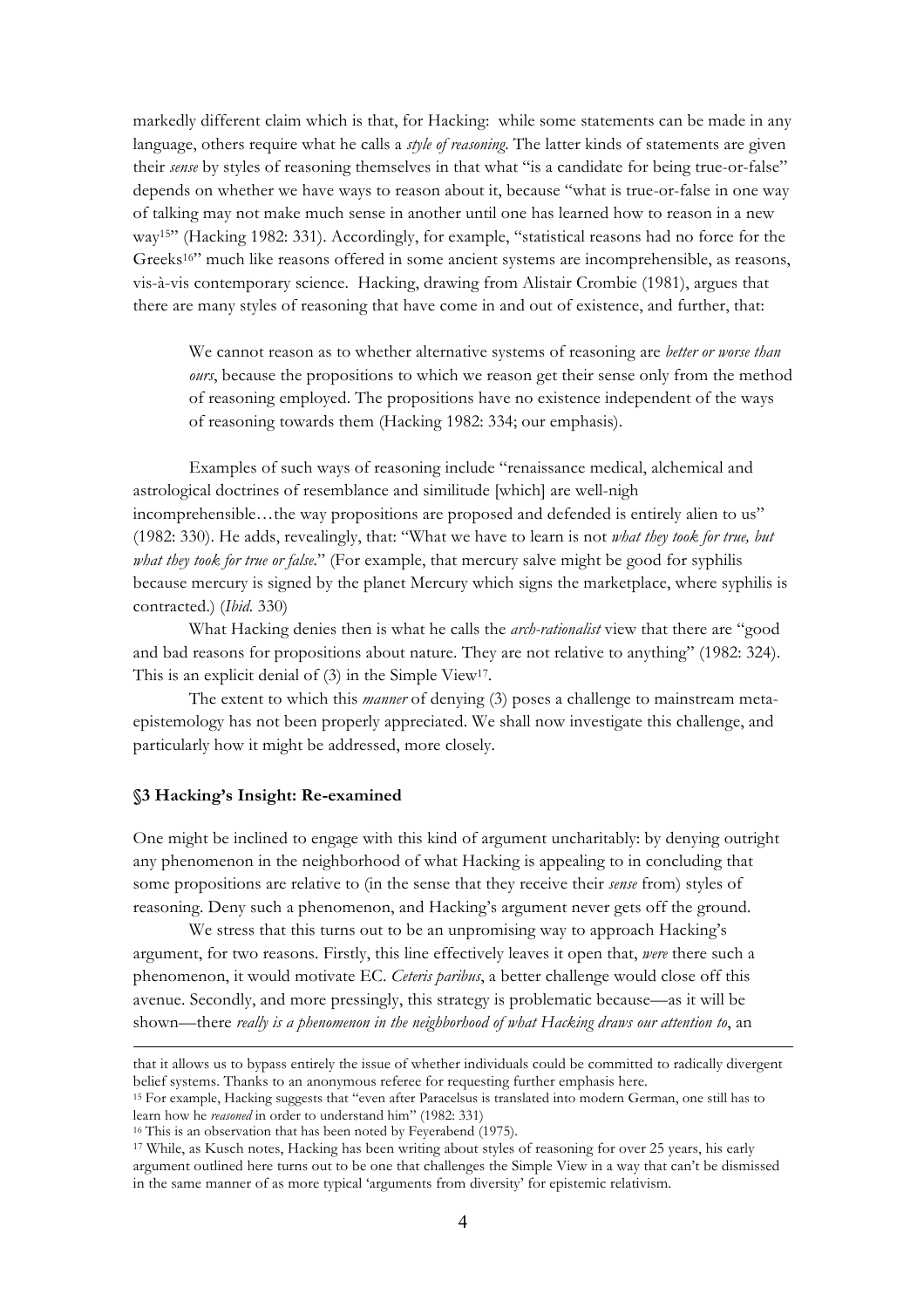markedly different claim which is that, for Hacking: while some statements can be made in any language, others require what he calls a *style of reasoning*. The latter kinds of statements are given their *sense* by styles of reasoning themselves in that what "is a candidate for being true-or-false" depends on whether we have ways to reason about it, because "what is true-or-false in one way of talking may not make much sense in another until one has learned how to reason in a new way[15]" (Hacking 1982: 331). Accordingly, for example, "statistical reasons had no force for the Greeks[16]" much like reasons offered in some ancient systems are incomprehensible, as reasons, vis-à-vis contemporary science. Hacking, drawing from Alistair Crombie (1981), argues that there are many styles of reasoning that have come in and out of existence, and further, that:

> We cannot reason as to whether alternative systems of reasoning are *better or worse than ours*, because the propositions to which we reason get their sense only from the method of reasoning employed. The propositions have no existence independent of the ways of reasoning towards them (Hacking 1982: 334; our emphasis).

Examples of such ways of reasoning include "renaissance medical, alchemical and astrological doctrines of resemblance and similitude [which] are well-nigh incomprehensible…the way propositions are proposed and defended is entirely alien to us" (1982: 330). He adds, revealingly, that: "What we have to learn is not *what they took for true, but what they took for true or false*." (For example, that mercury salve might be good for syphilis because mercury is signed by the planet Mercury which signs the marketplace, where syphilis is contracted.) (*Ibid.* 330)

What Hacking denies then is what he calls the *arch-rationalist* view that there are "good and bad reasons for propositions about nature. They are not relative to anything" (1982: 324). This is an explicit denial of (3) in the Simple View[17].

The extent to which this *manner* of denying (3) poses a challenge to mainstream meta-epistemology has not been properly appreciated. We shall now investigate this challenge, and particularly how it might be addressed, more closely.

### §3 Hacking's Insight: Re-examined

One might be inclined to engage with this kind of argument uncharitably: by denying outright any phenomenon in the neighborhood of what Hacking is appealing to in concluding that some propositions are relative to (in the sense that they receive their *sense* from) styles of reasoning. Deny such a phenomenon, and Hacking's argument never gets off the ground.

We stress that this turns out to be an unpromising way to approach Hacking's argument, for two reasons. Firstly, this line effectively leaves it open that, *were* there such a phenomenon, it would motivate EC. *Ceteris paribus*, a better challenge would close off this avenue. Secondly, and more pressingly, this strategy is problematic because—as it will be shown—there *really is a phenomenon in the neighborhood of what Hacking draws our attention to*, an

---

that it allows us to bypass entirely the issue of whether individuals could be committed to radically divergent belief systems. Thanks to an anonymous referee for requesting further emphasis here.

[15] For example, Hacking suggests that "even after Paracelsus is translated into modern German, one still has to learn how he *reasoned* in order to understand him" (1982: 331)

[16] This is an observation that has been noted by Feyerabend (1975).

[17] While, as Kusch notes, Hacking has been writing about styles of reasoning for over 25 years, his early argument outlined here turns out to be one that challenges the Simple View in a way that can't be dismissed in the same manner of as more typical 'arguments from diversity' for epistemic relativism.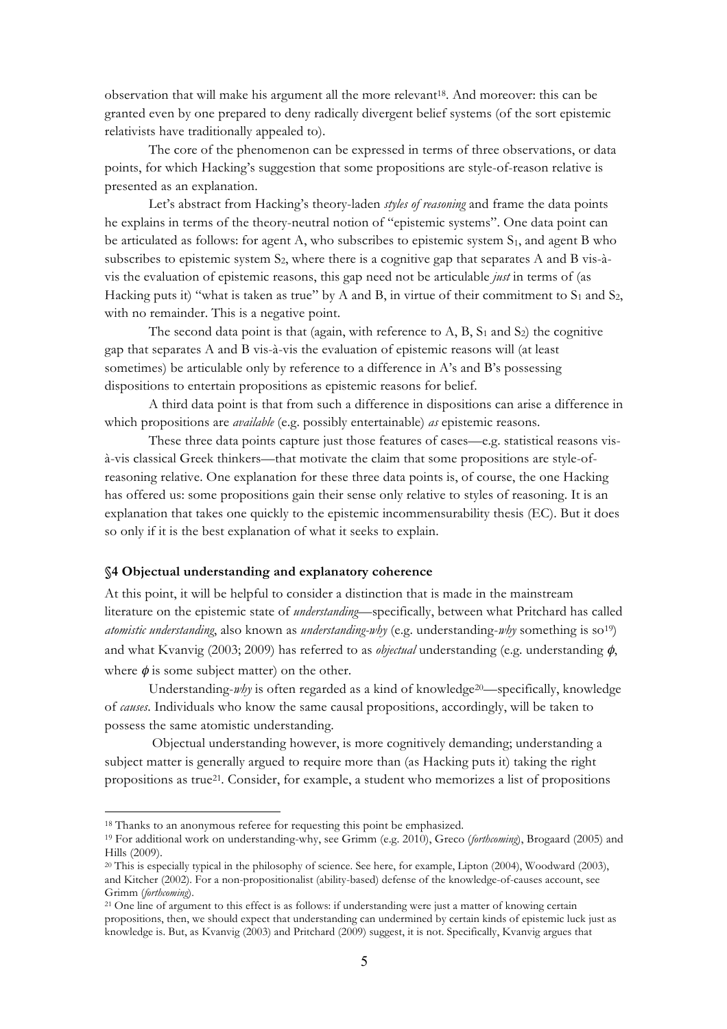observation that will make his argument all the more relevant[18]. And moreover: this can be granted even by one prepared to deny radically divergent belief systems (of the sort epistemic relativists have traditionally appealed to).

The core of the phenomenon can be expressed in terms of three observations, or data points, for which Hacking's suggestion that some propositions are style-of-reason relative is presented as an explanation.

Let's abstract from Hacking's theory-laden *styles of reasoning* and frame the data points he explains in terms of the theory-neutral notion of "epistemic systems". One data point can be articulated as follows: for agent A, who subscribes to epistemic system $S_1$, and agent B who subscribes to epistemic system $S_2$, where there is a cognitive gap that separates A and B vis-à-vis the evaluation of epistemic reasons, this gap need not be articulable *just* in terms of (as Hacking puts it) "what is taken as true" by A and B, in virtue of their commitment to $S_1$ and $S_2$, with no remainder. This is a negative point.

The second data point is that (again, with reference to A, B, $S_1$ and $S_2$) the cognitive gap that separates A and B vis-à-vis the evaluation of epistemic reasons will (at least sometimes) be articulable only by reference to a difference in A's and B's possessing dispositions to entertain propositions as epistemic reasons for belief.

A third data point is that from such a difference in dispositions can arise a difference in which propositions are *available* (e.g. possibly entertainable) *as* epistemic reasons.

These three data points capture just those features of cases—e.g. statistical reasons vis-à-vis classical Greek thinkers—that motivate the claim that some propositions are style-of-reasoning relative. One explanation for these three data points is, of course, the one Hacking has offered us: some propositions gain their sense only relative to styles of reasoning. It is an explanation that takes one quickly to the epistemic incommensurability thesis (EC). But it does so only if it is the best explanation of what it seeks to explain.

### §4 Objectual understanding and explanatory coherence

At this point, it will be helpful to consider a distinction that is made in the mainstream literature on the epistemic state of *understanding*—specifically, between what Pritchard has called *atomistic understanding*, also known as *understanding-why* (e.g. understanding-*why* something is so[19]) and what Kvanvig (2003; 2009) has referred to as *objectual* understanding (e.g. understanding $\phi$, where $\phi$ is some subject matter) on the other.

Understanding-*why* is often regarded as a kind of knowledge[20]—specifically, knowledge of *causes*. Individuals who know the same causal propositions, accordingly, will be taken to possess the same atomistic understanding.

Objectual understanding however, is more cognitively demanding; understanding a subject matter is generally argued to require more than (as Hacking puts it) taking the right propositions as true[21]. Consider, for example, a student who memorizes a list of propositions

---

[18] Thanks to an anonymous referee for requesting this point be emphasized.

[19] For additional work on understanding-why, see Grimm (e.g. 2010), Greco (*forthcoming*), Brogaard (2005) and Hills (2009).

[20] This is especially typical in the philosophy of science. See here, for example, Lipton (2004), Woodward (2003), and Kitcher (2002). For a non-propositionalist (ability-based) defense of the knowledge-of-causes account, see Grimm (*forthcoming*).

[21] One line of argument to this effect is as follows: if understanding were just a matter of knowing certain propositions, then, we should expect that understanding can undermined by certain kinds of epistemic luck just as knowledge is. But, as Kvanvig (2003) and Pritchard (2009) suggest, it is not. Specifically, Kvanvig argues that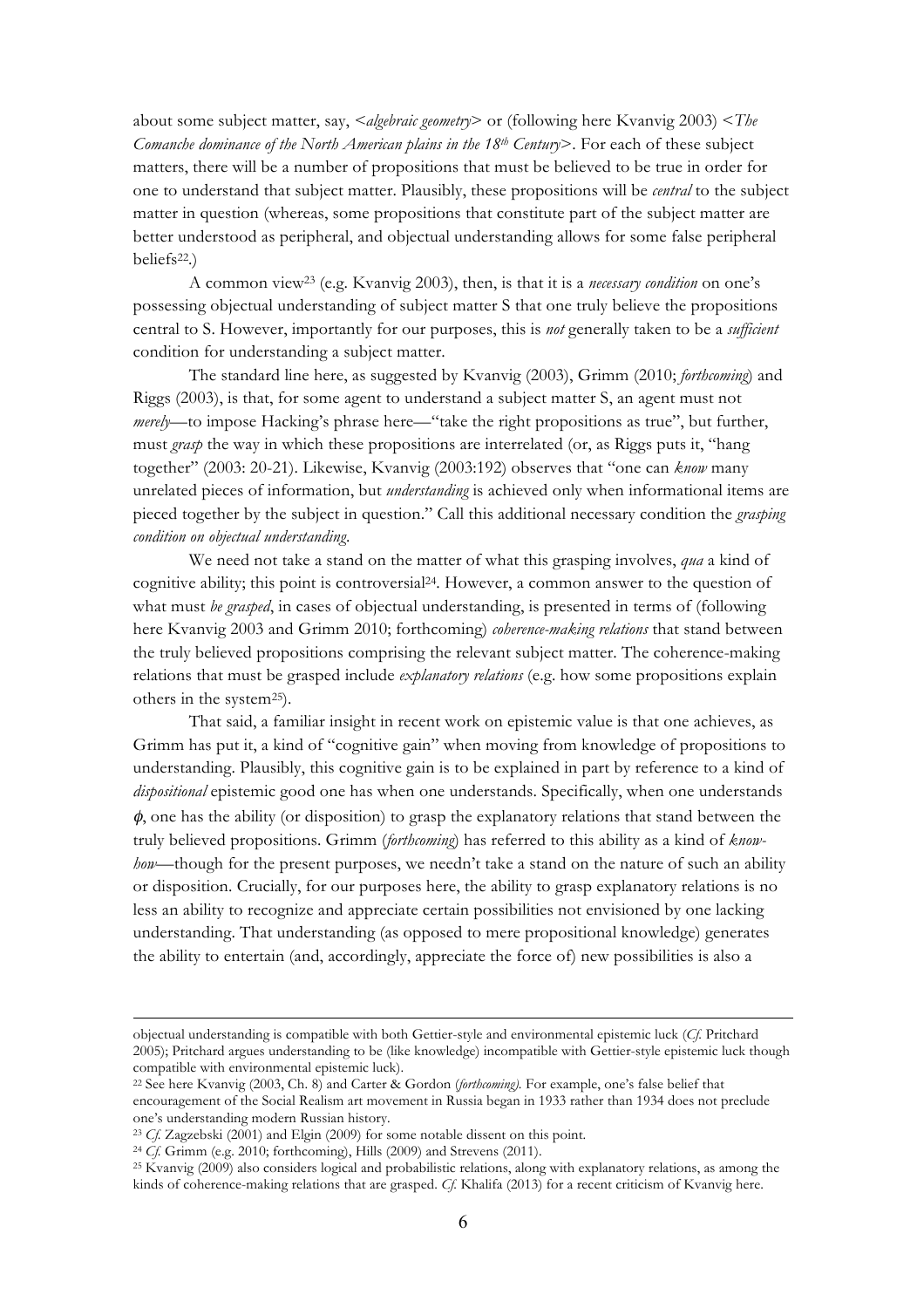about some subject matter, say, <*algebraic geometry*> or (following here Kvanvig 2003) <*The Comanche dominance of the North American plains in the 18th Century*>. For each of these subject matters, there will be a number of propositions that must be believed to be true in order for one to understand that subject matter. Plausibly, these propositions will be *central* to the subject matter in question (whereas, some propositions that constitute part of the subject matter are better understood as peripheral, and objectual understanding allows for some false peripheral beliefs[22].)

A common view[23] (e.g. Kvanvig 2003), then, is that it is a *necessary condition* on one's possessing objectual understanding of subject matter S that one truly believe the propositions central to S. However, importantly for our purposes, this is *not* generally taken to be a *sufficient* condition for understanding a subject matter.

The standard line here, as suggested by Kvanvig (2003), Grimm (2010; *forthcoming*) and Riggs (2003), is that, for some agent to understand a subject matter S, an agent must not *merely*—to impose Hacking's phrase here—"take the right propositions as true", but further, must *grasp* the way in which these propositions are interrelated (or, as Riggs puts it, "hang together" (2003: 20-21). Likewise, Kvanvig (2003:192) observes that "one can *know* many unrelated pieces of information, but *understanding* is achieved only when informational items are pieced together by the subject in question." Call this additional necessary condition the *grasping condition on objectual understanding*.

We need not take a stand on the matter of what this grasping involves, *qua* a kind of cognitive ability; this point is controversial[24]. However, a common answer to the question of what must *be grasped*, in cases of objectual understanding, is presented in terms of (following here Kvanvig 2003 and Grimm 2010; forthcoming) *coherence-making relations* that stand between the truly believed propositions comprising the relevant subject matter. The coherence-making relations that must be grasped include *explanatory relations* (e.g. how some propositions explain others in the system[25]).

That said, a familiar insight in recent work on epistemic value is that one achieves, as Grimm has put it, a kind of "cognitive gain" when moving from knowledge of propositions to understanding. Plausibly, this cognitive gain is to be explained in part by reference to a kind of *dispositional* epistemic good one has when one understands. Specifically, when one understands $\phi$, one has the ability (or disposition) to grasp the explanatory relations that stand between the truly believed propositions. Grimm (*forthcoming*) has referred to this ability as a kind of *know-how*—though for the present purposes, we needn't take a stand on the nature of such an ability or disposition. Crucially, for our purposes here, the ability to grasp explanatory relations is no less an ability to recognize and appreciate certain possibilities not envisioned by one lacking understanding. That understanding (as opposed to mere propositional knowledge) generates the ability to entertain (and, accordingly, appreciate the force of) new possibilities is also a

---

objectual understanding is compatible with both Gettier-style and environmental epistemic luck (*Cf.* Pritchard 2005); Pritchard argues understanding to be (like knowledge) incompatible with Gettier-style epistemic luck though compatible with environmental epistemic luck).

[22] See here Kvanvig (2003, Ch. 8) and Carter & Gordon (*forthcoming*). For example, one's false belief that encouragement of the Social Realism art movement in Russia began in 1933 rather than 1934 does not preclude one's understanding modern Russian history.

[23] *Cf.* Zagzebski (2001) and Elgin (2009) for some notable dissent on this point.

[24] *Cf.* Grimm (e.g. 2010; forthcoming), Hills (2009) and Strevens (2011).

[25] Kvanvig (2009) also considers logical and probabilistic relations, along with explanatory relations, as among the kinds of coherence-making relations that are grasped. *Cf.* Khalifa (2013) for a recent criticism of Kvanvig here.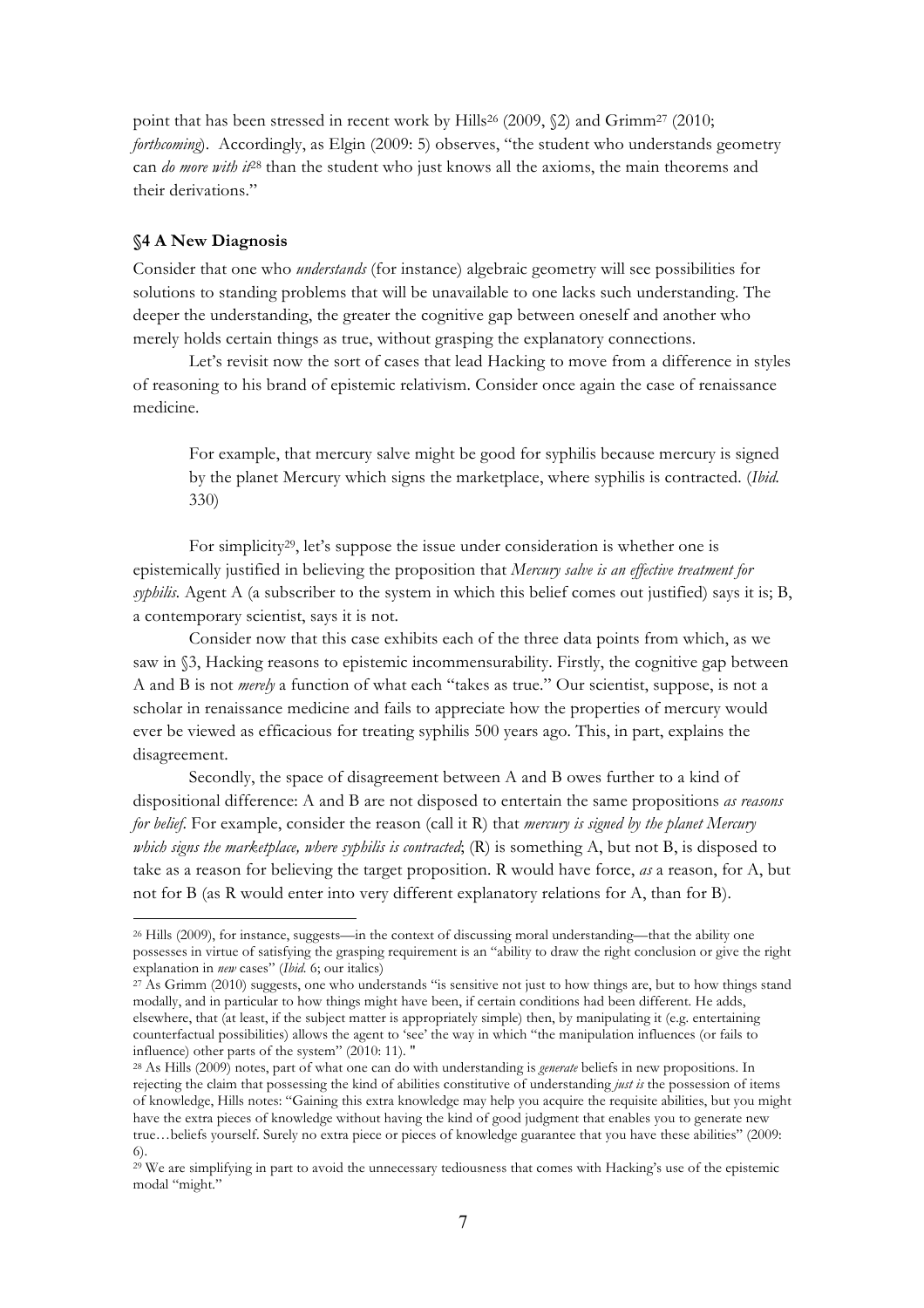point that has been stressed in recent work by Hills[26] (2009, §2) and Grimm[27] (2010; *forthcoming*). Accordingly, as Elgin (2009: 5) observes, "the student who understands geometry can *do more with it*[28] than the student who just knows all the axioms, the main theorems and their derivations."

### §4 A New Diagnosis

Consider that one who *understands* (for instance) algebraic geometry will see possibilities for solutions to standing problems that will be unavailable to one lacks such understanding. The deeper the understanding, the greater the cognitive gap between oneself and another who merely holds certain things as true, without grasping the explanatory connections.

Let's revisit now the sort of cases that lead Hacking to move from a difference in styles of reasoning to his brand of epistemic relativism. Consider once again the case of renaissance medicine.

> For example, that mercury salve might be good for syphilis because mercury is signed by the planet Mercury which signs the marketplace, where syphilis is contracted. (*Ibid.* 330)

For simplicity[29], let's suppose the issue under consideration is whether one is epistemically justified in believing the proposition that *Mercury salve is an effective treatment for syphilis*. Agent A (a subscriber to the system in which this belief comes out justified) says it is; B, a contemporary scientist, says it is not.

Consider now that this case exhibits each of the three data points from which, as we saw in §3, Hacking reasons to epistemic incommensurability. Firstly, the cognitive gap between A and B is not *merely* a function of what each "takes as true." Our scientist, suppose, is not a scholar in renaissance medicine and fails to appreciate how the properties of mercury would ever be viewed as efficacious for treating syphilis 500 years ago. This, in part, explains the disagreement.

Secondly, the space of disagreement between A and B owes further to a kind of dispositional difference: A and B are not disposed to entertain the same propositions *as reasons for belief*. For example, consider the reason (call it R) that *mercury is signed by the planet Mercury which signs the marketplace, where syphilis is contracted*; (R) is something A, but not B, is disposed to take as a reason for believing the target proposition. R would have force, *as* a reason, for A, but not for B (as R would enter into very different explanatory relations for A, than for B).

---

[26] Hills (2009), for instance, suggests—in the context of discussing moral understanding—that the ability one possesses in virtue of satisfying the grasping requirement is an "ability to draw the right conclusion or give the right explanation in *new* cases" (*Ibid.* 6; our italics)

[27] As Grimm (2010) suggests, one who understands "is sensitive not just to how things are, but to how things stand modally, and in particular to how things might have been, if certain conditions had been different. He adds, elsewhere, that (at least, if the subject matter is appropriately simple) then, by manipulating it (e.g. entertaining counterfactual possibilities) allows the agent to 'see' the way in which "the manipulation influences (or fails to influence) other parts of the system" (2010: 11). "

[28] As Hills (2009) notes, part of what one can do with understanding is *generate* beliefs in new propositions. In rejecting the claim that possessing the kind of abilities constitutive of understanding *just is* the possession of items of knowledge, Hills notes: "Gaining this extra knowledge may help you acquire the requisite abilities, but you might have the extra pieces of knowledge without having the kind of good judgment that enables you to generate new true…beliefs yourself. Surely no extra piece or pieces of knowledge guarantee that you have these abilities" (2009: 6).

[29] We are simplifying in part to avoid the unnecessary tediousness that comes with Hacking's use of the epistemic modal "might."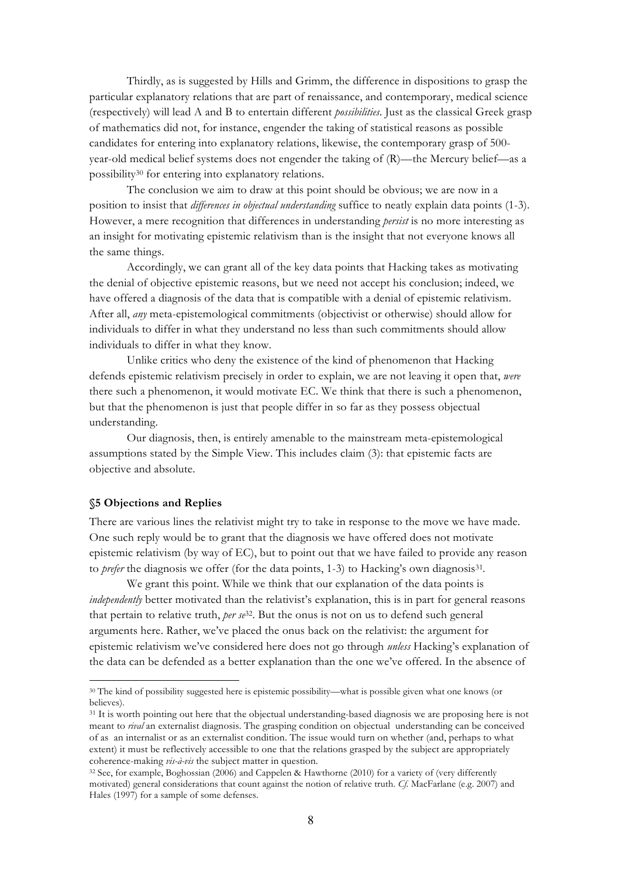Thirdly, as is suggested by Hills and Grimm, the difference in dispositions to grasp the particular explanatory relations that are part of renaissance, and contemporary, medical science (respectively) will lead A and B to entertain different *possibilities*. Just as the classical Greek grasp of mathematics did not, for instance, engender the taking of statistical reasons as possible candidates for entering into explanatory relations, likewise, the contemporary grasp of 500-year-old medical belief systems does not engender the taking of (R)—the Mercury belief—as a possibility[30] for entering into explanatory relations.

The conclusion we aim to draw at this point should be obvious; we are now in a position to insist that *differences in objectual understanding* suffice to neatly explain data points (1-3). However, a mere recognition that differences in understanding *persist* is no more interesting as an insight for motivating epistemic relativism than is the insight that not everyone knows all the same things.

Accordingly, we can grant all of the key data points that Hacking takes as motivating the denial of objective epistemic reasons, but we need not accept his conclusion; indeed, we have offered a diagnosis of the data that is compatible with a denial of epistemic relativism. After all, *any* meta-epistemological commitments (objectivist or otherwise) should allow for individuals to differ in what they understand no less than such commitments should allow individuals to differ in what they know.

Unlike critics who deny the existence of the kind of phenomenon that Hacking defends epistemic relativism precisely in order to explain, we are not leaving it open that, *were* there such a phenomenon, it would motivate EC. We think that there is such a phenomenon, but that the phenomenon is just that people differ in so far as they possess objectual understanding.

Our diagnosis, then, is entirely amenable to the mainstream meta-epistemological assumptions stated by the Simple View. This includes claim (3): that epistemic facts are objective and absolute.

### §5 Objections and Replies

There are various lines the relativist might try to take in response to the move we have made. One such reply would be to grant that the diagnosis we have offered does not motivate epistemic relativism (by way of EC), but to point out that we have failed to provide any reason to *prefer* the diagnosis we offer (for the data points, 1-3) to Hacking's own diagnosis[31].

We grant this point. While we think that our explanation of the data points is *independently* better motivated than the relativist's explanation, this is in part for general reasons that pertain to relative truth, *per se*[32]. But the onus is not on us to defend such general arguments here. Rather, we've placed the onus back on the relativist: the argument for epistemic relativism we've considered here does not go through *unless* Hacking's explanation of the data can be defended as a better explanation than the one we've offered. In the absence of

---

[30] The kind of possibility suggested here is epistemic possibility—what is possible given what one knows (or believes).

[31] It is worth pointing out here that the objectual understanding-based diagnosis we are proposing here is not meant to *rival* an externalist diagnosis. The grasping condition on objectual understanding can be conceived of as an internalist or as an externalist condition. The issue would turn on whether (and, perhaps to what extent) it must be reflectively accessible to one that the relations grasped by the subject are appropriately coherence-making *vis-à-vis* the subject matter in question.

[32] See, for example, Boghossian (2006) and Cappelen & Hawthorne (2010) for a variety of (very differently motivated) general considerations that count against the notion of relative truth. *Cf.* MacFarlane (e.g. 2007) and Hales (1997) for a sample of some defenses.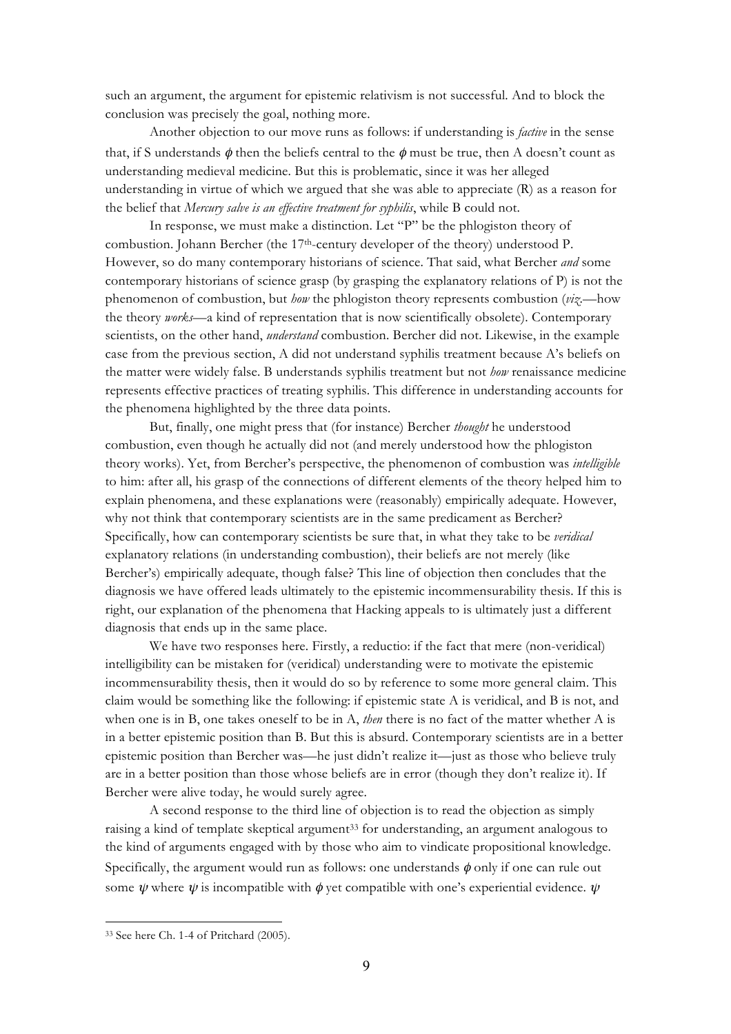such an argument, the argument for epistemic relativism is not successful. And to block the conclusion was precisely the goal, nothing more.

Another objection to our move runs as follows: if understanding is *factive* in the sense that, if S understands $\phi$ then the beliefs central to the $\phi$ must be true, then A doesn't count as understanding medieval medicine. But this is problematic, since it was her alleged understanding in virtue of which we argued that she was able to appreciate (R) as a reason for the belief that *Mercury salve is an effective treatment for syphilis*, while B could not.

In response, we must make a distinction. Let "P" be the phlogiston theory of combustion. Johann Bercher (the 17th-century developer of the theory) understood P. However, so do many contemporary historians of science. That said, what Bercher *and* some contemporary historians of science grasp (by grasping the explanatory relations of P) is not the phenomenon of combustion, but *how* the phlogiston theory represents combustion (*viz.*—how the theory *works*—a kind of representation that is now scientifically obsolete). Contemporary scientists, on the other hand, *understand* combustion. Bercher did not. Likewise, in the example case from the previous section, A did not understand syphilis treatment because A's beliefs on the matter were widely false. B understands syphilis treatment but not *how* renaissance medicine represents effective practices of treating syphilis. This difference in understanding accounts for the phenomena highlighted by the three data points.

But, finally, one might press that (for instance) Bercher *thought* he understood combustion, even though he actually did not (and merely understood how the phlogiston theory works). Yet, from Bercher's perspective, the phenomenon of combustion was *intelligible* to him: after all, his grasp of the connections of different elements of the theory helped him to explain phenomena, and these explanations were (reasonably) empirically adequate. However, why not think that contemporary scientists are in the same predicament as Bercher? Specifically, how can contemporary scientists be sure that, in what they take to be *veridical* explanatory relations (in understanding combustion), their beliefs are not merely (like Bercher's) empirically adequate, though false? This line of objection then concludes that the diagnosis we have offered leads ultimately to the epistemic incommensurability thesis. If this is right, our explanation of the phenomena that Hacking appeals to is ultimately just a different diagnosis that ends up in the same place.

We have two responses here. Firstly, a reductio: if the fact that mere (non-veridical) intelligibility can be mistaken for (veridical) understanding were to motivate the epistemic incommensurability thesis, then it would do so by reference to some more general claim. This claim would be something like the following: if epistemic state A is veridical, and B is not, and when one is in B, one takes oneself to be in A, *then* there is no fact of the matter whether A is in a better epistemic position than B. But this is absurd. Contemporary scientists are in a better epistemic position than Bercher was—he just didn't realize it—just as those who believe truly are in a better position than those whose beliefs are in error (though they don't realize it). If Bercher were alive today, he would surely agree.

A second response to the third line of objection is to read the objection as simply raising a kind of template skeptical argument[33] for understanding, an argument analogous to the kind of arguments engaged with by those who aim to vindicate propositional knowledge. Specifically, the argument would run as follows: one understands $\phi$ only if one can rule out some $\psi$ where $\psi$ is incompatible with $\phi$ yet compatible with one's experiential evidence. $\psi$

[33] See here Ch. 1-4 of Pritchard (2005).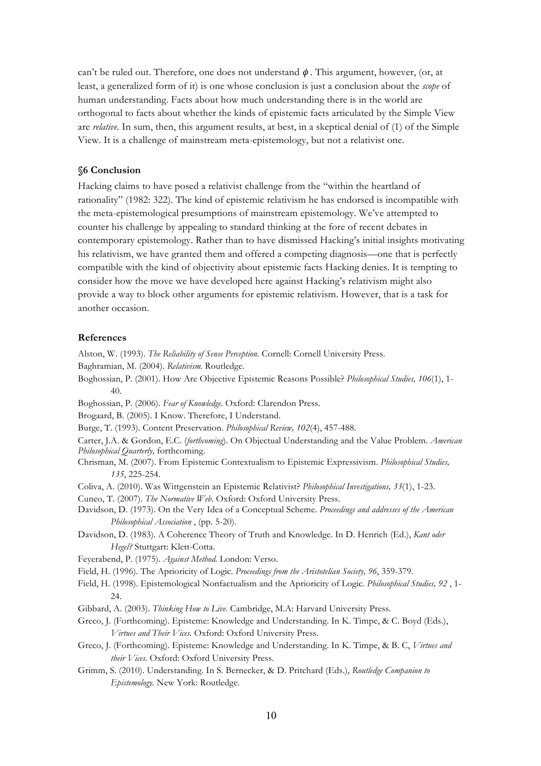can't be ruled out. Therefore, one does not understand $\phi$. This argument, however, (or, at least, a generalized form of it) is one whose conclusion is just a conclusion about the *scope* of human understanding. Facts about how much understanding there is in the world are orthogonal to facts about whether the kinds of epistemic facts articulated by the Simple View are *relative*. In sum, then, this argument results, at best, in a skeptical denial of (1) of the Simple View. It is a challenge of mainstream meta-epistemology, but not a relativist one.

## §6 Conclusion

Hacking claims to have posed a relativist challenge from the "within the heartland of rationality" (1982: 322). The kind of epistemic relativism he has endorsed is incompatible with the meta-epistemological presumptions of mainstream epistemology. We've attempted to counter his challenge by appealing to standard thinking at the fore of recent debates in contemporary epistemology. Rather than to have dismissed Hacking's initial insights motivating his relativism, we have granted them and offered a competing diagnosis—one that is perfectly compatible with the kind of objectivity about epistemic facts Hacking denies. It is tempting to consider how the move we have developed here against Hacking's relativism might also provide a way to block other arguments for epistemic relativism. However, that is a task for another occasion.

## References

Alston, W. (1993). *The Reliability of Sense Perception.* Cornell: Cornell University Press.

Baghramian, M. (2004). *Relativism.* Routledge.

Boghossian, P. (2001). How Are Objective Epistemic Reasons Possible? *Philosophical Studies, 106*(1), 1-40.

Boghossian, P. (2006). *Fear of Knowledge.* Oxford: Clarendon Press.

Brogaard, B. (2005). I Know. Therefore, I Understand.

Burge, T. (1993). Content Preservation. *Philosophical Review, 102*(4), 457-488.

Carter, J.A. & Gordon, E.C. (*forthcoming*). On Objectual Understanding and the Value Problem. *American Philosophical Quarterly,* forthcoming.

Chrisman, M. (2007). From Epistemic Contextualism to Epistemic Expressivism. *Philosophical Studies, 135*, 225-254.

Coliva, A. (2010). Was Wittgenstein an Epistemic Relativist? *Philosophical Investigations, 33*(1), 1-23.

Cuneo, T. (2007). *The Normative Web.* Oxford: Oxford University Press.

Davidson, D. (1973). On the Very Idea of a Conceptual Scheme. *Proceedings and addresses of the American Philosophical Association* , (pp. 5-20).

Davidson, D. (1983). A Coherence Theory of Truth and Knowledge. In D. Henrich (Ed.), *Kant oder Hegel?* Stuttgart: Klett-Cotta.

Feyerabend, P. (1975). *Against Method.* London: Verso.

Field, H. (1996). The Aprioricity of Logic. *Proceedings from the Aristotelian Society, 96*, 359-379.

Field, H. (1998). Epistemological Nonfactualism and the Aprioricity of Logic. *Philosophical Studies, 92* , 1-24.

Gibbard, A. (2003). *Thinking How to Live.* Cambridge, M.A: Harvard University Press.

Greco, J. (Forthcoming). Episteme: Knowledge and Understanding. In K. Timpe, & C. Boyd (Eds.), *Virtues and Their Vices.* Oxford: Oxford University Press.

Greco, J. (Forthcoming). Episteme: Knowledge and Understanding. In K. Timpe, & B. C, *Virtues and their Vices.* Oxford: Oxford University Press.

Grimm, S. (2010). Understanding. In S. Bernecker, & D. Pritchard (Eds.), *Routledge Companion to Epistemology.* New York: Routledge.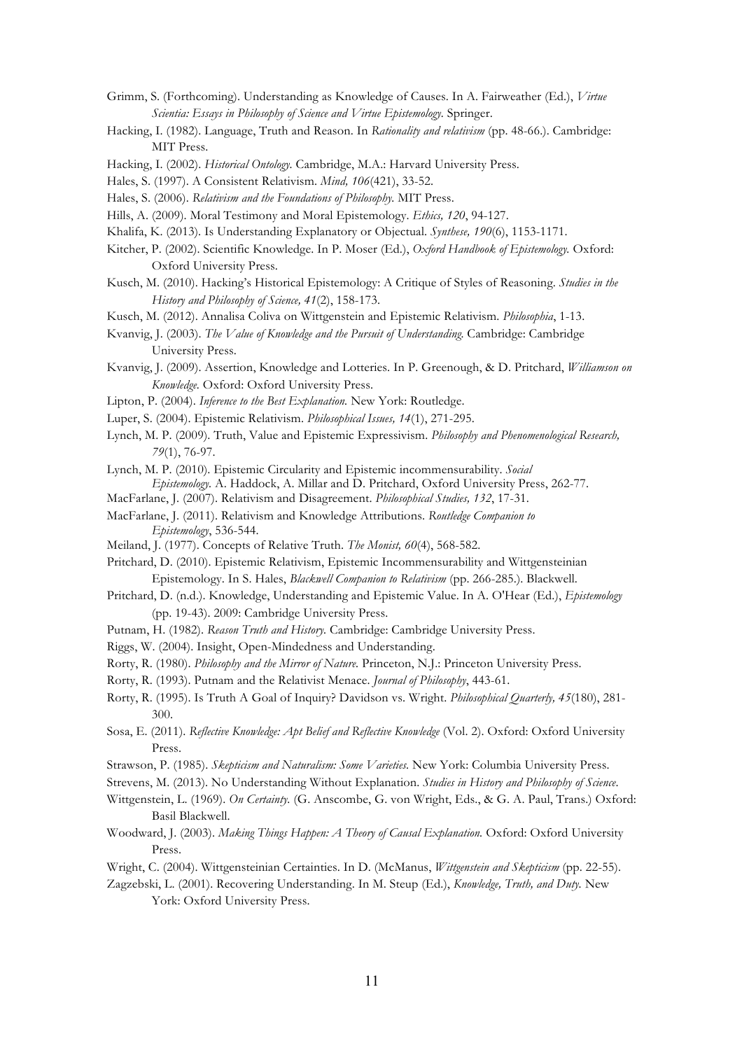Grimm, S. (Forthcoming). Understanding as Knowledge of Causes. In A. Fairweather (Ed.), *Virtue Scientia: Essays in Philosophy of Science and Virtue Epistemology.* Springer.

Hacking, I. (1982). Language, Truth and Reason. In *Rationality and relativism* (pp. 48-66.). Cambridge: MIT Press.

Hacking, I. (2002). *Historical Ontology.* Cambridge, M.A.: Harvard University Press.

Hales, S. (1997). A Consistent Relativism. *Mind, 106*(421), 33-52.

Hales, S. (2006). *Relativism and the Foundations of Philosophy.* MIT Press.

Hills, A. (2009). Moral Testimony and Moral Epistemology. *Ethics, 120*, 94-127.

Khalifa, K. (2013). Is Understanding Explanatory or Objectual. *Synthese, 190*(6), 1153-1171.

Kitcher, P. (2002). Scientific Knowledge. In P. Moser (Ed.), *Oxford Handbook of Epistemology.* Oxford: Oxford University Press.

Kusch, M. (2010). Hacking's Historical Epistemology: A Critique of Styles of Reasoning. *Studies in the History and Philosophy of Science, 41*(2), 158-173.

Kusch, M. (2012). Annalisa Coliva on Wittgenstein and Epistemic Relativism. *Philosophia*, 1-13.

Kvanvig, J. (2003). *The Value of Knowledge and the Pursuit of Understanding.* Cambridge: Cambridge University Press.

Kvanvig, J. (2009). Assertion, Knowledge and Lotteries. In P. Greenough, & D. Pritchard, *Williamson on Knowledge.* Oxford: Oxford University Press.

Lipton, P. (2004). *Inference to the Best Explanation.* New York: Routledge.

Luper, S. (2004). Epistemic Relativism. *Philosophical Issues, 14*(1), 271-295.

Lynch, M. P. (2009). Truth, Value and Epistemic Expressivism. *Philosophy and Phenomenological Research, 79*(1), 76-97.

Lynch, M. P. (2010). Epistemic Circularity and Epistemic incommensurability. *Social Epistemology.* A. Haddock, A. Millar and D. Pritchard, Oxford University Press, 262-77.

MacFarlane, J. (2007). Relativism and Disagreement. *Philosophical Studies, 132*, 17-31.

MacFarlane, J. (2011). Relativism and Knowledge Attributions. *Routledge Companion to Epistemology*, 536-544.

Meiland, J. (1977). Concepts of Relative Truth. *The Monist, 60*(4), 568-582.

Pritchard, D. (2010). Epistemic Relativism, Epistemic Incommensurability and Wittgensteinian Epistemology. In S. Hales, *Blackwell Companion to Relativism* (pp. 266-285.). Blackwell.

Pritchard, D. (n.d.). Knowledge, Understanding and Epistemic Value. In A. O'Hear (Ed.), *Epistemology* (pp. 19-43). 2009: Cambridge University Press.

Putnam, H. (1982). *Reason Truth and History.* Cambridge: Cambridge University Press.

Riggs, W. (2004). Insight, Open-Mindedness and Understanding.

Rorty, R. (1980). *Philosophy and the Mirror of Nature.* Princeton, N.J.: Princeton University Press.

Rorty, R. (1993). Putnam and the Relativist Menace. *Journal of Philosophy*, 443-61.

Rorty, R. (1995). Is Truth A Goal of Inquiry? Davidson vs. Wright. *Philosophical Quarterly, 45*(180), 281-300.

Sosa, E. (2011). *Reflective Knowledge: Apt Belief and Reflective Knowledge* (Vol. 2). Oxford: Oxford University Press.

Strawson, P. (1985). *Skepticism and Naturalism: Some Varieties.* New York: Columbia University Press.

Strevens, M. (2013). No Understanding Without Explanation. *Studies in History and Philosophy of Science.*

Wittgenstein, L. (1969). *On Certainty.* (G. Anscombe, G. von Wright, Eds., & G. A. Paul, Trans.) Oxford: Basil Blackwell.

Woodward, J. (2003). *Making Things Happen: A Theory of Causal Explanation.* Oxford: Oxford University Press.

Wright, C. (2004). Wittgensteinian Certainties. In D. (McManus, *Wittgenstein and Skepticism* (pp. 22-55).

Zagzebski, L. (2001). Recovering Understanding. In M. Steup (Ed.), *Knowledge, Truth, and Duty.* New York: Oxford University Press.